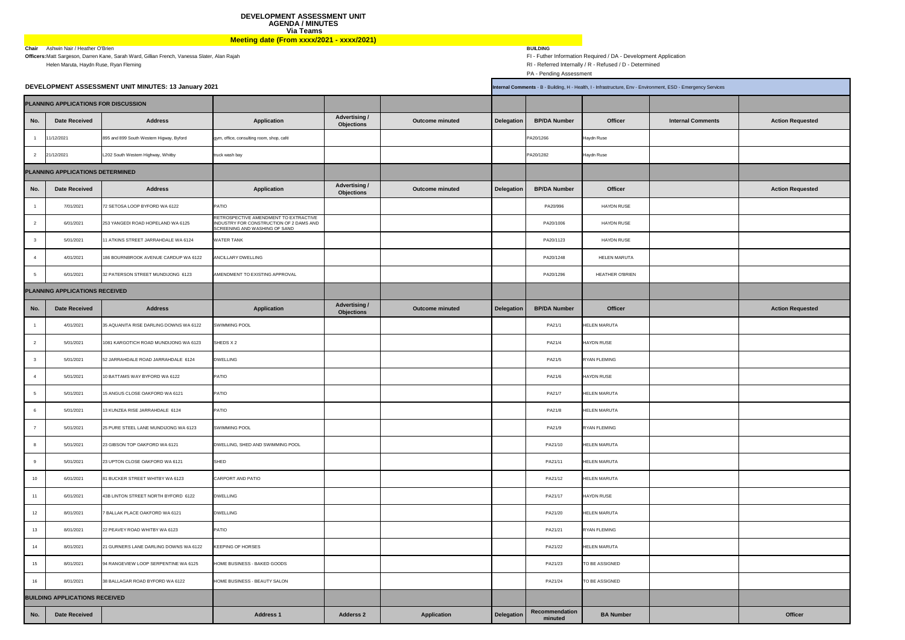# DEVELOPMENT ASSESSMENT UNIT
## AGENDA / MINUTES
### Via Teams

**Meeting date (From xxxx/2021 - xxxx/2021)**

**Chair** Ashwin Nair / Heather O'Brien

**Officers:** Matt Sargeson, Darren Kane, Sarah Ward, Gillian French, Vanessa Slater, Alan Rajah
Helen Maruta, Haydn Ruse, Ryan Fleming

**BUILDING**
FI - Futher Information Required / DA - Development Application
RI - Referred Internally / R - Refused / D - Determined
PA - Pending Assessment

**DEVELOPMENT ASSESSMENT UNIT MINUTES: 13 January 2021**

**Internal Comments** - B - Building, H - Health, I - Infrastructure, Env - Environment, ESD - Emergency Services

| **PLANNING APPLICATIONS FOR DISCUSSION** | | | | | | | | | | |
|---|---|---|---|---|---|---|---|---|---|---|
| **No.** | **Date Received** | **Address** | **Application** | **Advertising / Objections** | **Outcome minuted** | **Delegation** | **BP/DA Number** | **Officer** | **Internal Comments** | **Action Requested** |
| 1 | 11/12/2021 | 895 and 899 South Western Higway, Byford | gym, office, consulting room, shop, café | | | | PA20/1266 | Haydn Ruse | | |
| 2 | 21/12/2021 | L202 South Western Highway, Whitby | truck wash bay | | | | PA20/1282 | Haydn Ruse | | |
| **PLANNING APPLICATIONS DETERMINED** | | | | | | | | | | |
| **No.** | **Date Received** | **Address** | **Application** | **Advertising / Objections** | **Outcome minuted** | **Delegation** | **BP/DA Number** | **Officer** | | **Action Requested** |
| 1 | 7/01/2021 | 72 SETOSA LOOP BYFORD WA 6122 | PATIO | | | | PA20/996 | HAYDN RUSE | | |
| 2 | 6/01/2021 | 253 YANGEDI ROAD HOPELAND WA 6125 | RETROSPECTIVE AMENDMENT TO EXTRACTIVE INDUSTRY FOR CONSTRUCTION OF 2 DAMS AND SCREENING AND WASHING OF SAND | | | | PA20/1006 | HAYDN RUSE | | |
| 3 | 5/01/2021 | 11 ATKINS STREET JARRAHDALE WA 6124 | WATER TANK | | | | PA20/1123 | HAYDN RUSE | | |
| 4 | 4/01/2021 | 186 BOURNBROOK AVENUE CARDUP WA 6122 | ANCILLARY DWELLING | | | | PA20/1248 | HELEN MARUTA | | |
| 5 | 6/01/2021 | 32 PATERSON STREET MUNDIJONG 6123 | AMENDMENT TO EXISTING APPROVAL | | | | PA20/1296 | HEATHER O'BRIEN | | |
| **PLANNING APPLICATIONS RECEIVED** | | | | | | | | | | |
| **No.** | **Date Received** | **Address** | **Application** | **Advertising / Objections** | **Outcome minuted** | **Delegation** | **BP/DA Number** | **Officer** | | **Action Requested** |
| 1 | 4/01/2021 | 35 AQUANITA RISE DARLING DOWNS WA 6122 | SWIMMING POOL | | | | PA21/1 | HELEN MARUTA | | |
| 2 | 5/01/2021 | 1081 KARGOTICH ROAD MUNDIJONG WA 6123 | SHEDS X 2 | | | | PA21/4 | HAYDN RUSE | | |
| 3 | 5/01/2021 | 52 JARRAHDALE ROAD JARRAHDALE 6124 | DWELLING | | | | PA21/5 | RYAN FLEMING | | |
| 4 | 5/01/2021 | 10 BATTAMS WAY BYFORD WA 6122 | PATIO | | | | PA21/6 | HAYDN RUSE | | |
| 5 | 5/01/2021 | 15 ANGUS CLOSE OAKFORD WA 6121 | PATIO | | | | PA21/7 | HELEN MARUTA | | |
| 6 | 5/01/2021 | 13 KUNZEA RISE JARRAHDALE 6124 | PATIO | | | | PA21/8 | HELEN MARUTA | | |
| 7 | 5/01/2021 | 25 PURE STEEL LANE MUNDIJONG WA 6123 | SWIMMING POOL | | | | PA21/9 | RYAN FLEMING | | |
| 8 | 5/01/2021 | 23 GIBSON TOP OAKFORD WA 6121 | DWELLING, SHED AND SWIMMING POOL | | | | PA21/10 | HELEN MARUTA | | |
| 9 | 5/01/2021 | 23 UPTON CLOSE OAKFORD WA 6121 | SHED | | | | PA21/11 | HELEN MARUTA | | |
| 10 | 6/01/2021 | 81 BUCKER STREET WHITBY WA 6123 | CARPORT AND PATIO | | | | PA21/12 | HELEN MARUTA | | |
| 11 | 6/01/2021 | 43B LINTON STREET NORTH BYFORD 6122 | DWELLING | | | | PA21/17 | HAYDN RUSE | | |
| 12 | 8/01/2021 | 7 BALLAK PLACE OAKFORD WA 6121 | DWELLING | | | | PA21/20 | HELEN MARUTA | | |
| 13 | 8/01/2021 | 22 PEAVEY ROAD WHITBY WA 6123 | PATIO | | | | PA21/21 | RYAN FLEMING | | |
| 14 | 8/01/2021 | 21 GURNERS LANE DARLING DOWNS WA 6122 | KEEPING OF HORSES | | | | PA21/22 | HELEN MARUTA | | |
| 15 | 8/01/2021 | 94 RANGEVIEW LOOP SERPENTINE WA 6125 | HOME BUSINESS - BAKED GOODS | | | | PA21/23 | TO BE ASSIGNED | | |
| 16 | 8/01/2021 | 38 BALLAGAR ROAD BYFORD WA 6122 | HOME BUSINESS - BEAUTY SALON | | | | PA21/24 | TO BE ASSIGNED | | |
| **BUILDING APPLICATIONS RECEIVED** | | | | | | | | | | |
| **No.** | **Date Received** | | **Address 1** | **Adderss 2** | **Application** | **Delegation** | **Recommendation minuted** | **BA Number** | | **Officer** |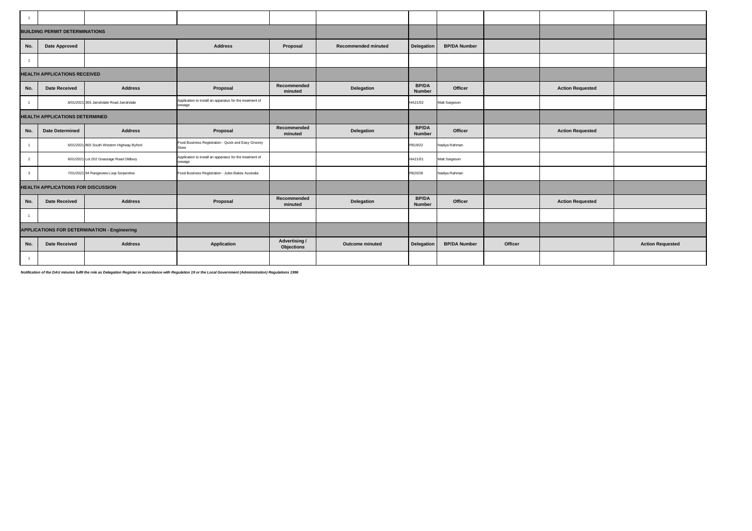| | | | | | | | | | | |
|---|---|---|---|---|---|---|---|---|---|---|
| 1 | | | | | | | | | | |
| **BUILDING PERMIT DETERMINATIONS** | | | | | | | | | | |
| **No.** | **Date Approved** | | **Address** | **Proposal** | **Recommended minuted** | **Delegation** | **BP/DA Number** | | | |
| 1 | | | | | | | | | | |
| **HEALTH APPLICATIONS RECEIVED** | | | | | | | | | | |
| **No.** | **Date Received** | **Address** | **Proposal** | **Recommended minuted** | **Delegation** | **BP/DA Number** | **Officer** | | **Action Requested** | |
| 1 | 8/01/2021 | 365 Jarrahdale Road Jarrahdale | Application to install an apparatus for the treatment of sewage | | | HA21/02 | Matt Sargeson | | | |
| **HEALTH APPLICATIONS DETERMINED** | | | | | | | | | | |
| **No.** | **Date Determined** | **Address** | **Proposal** | **Recommended minuted** | **Delegation** | **BP/DA Number** | **Officer** | | **Action Requested** | |
| 1 | 6/01/2021 | 865 South Western Highway Byford | Food Business Registration - Quick and Easy Grocery Store | | | FB19/22 | Nadiya Rahman | | | |
| 2 | 6/01/2021 | Lot 202 Goassage Road Oldbury | Application to install an apparatus for the treatment of sewage | | | HA21/01 | Matt Sargeson | | | |
| 3 | 7/01/2021 | 94 Rangeview Loop Serpentine | Food Business Registration - Jules Bakes Australia | | | FB20/28 | Nadiya Rahman | | | |
| **HEALTH APPLICATIONS FOR DISCUSSION** | | | | | | | | | | |
| **No.** | **Date Received** | **Address** | **Proposal** | **Recommended minuted** | **Delegation** | **BP/DA Number** | **Officer** | | **Action Requested** | |
| 1 | | | | | | | | | | |
| **APPLICATIONS FOR DETERMINATION - Engineering** | | | | | | | | | | |
| **No.** | **Date Received** | **Address** | **Application** | **Advertising / Objections** | **Outcome minuted** | **Delegation** | **BP/DA Number** | **Officer** | | **Action Requested** |
| 1 | | | | | | | | | | |

*Notification of the DAU minutes fulfil the role as Delegation Register in accordance with Regulation 19 or the Local Government (Administration) Regulations 1996*